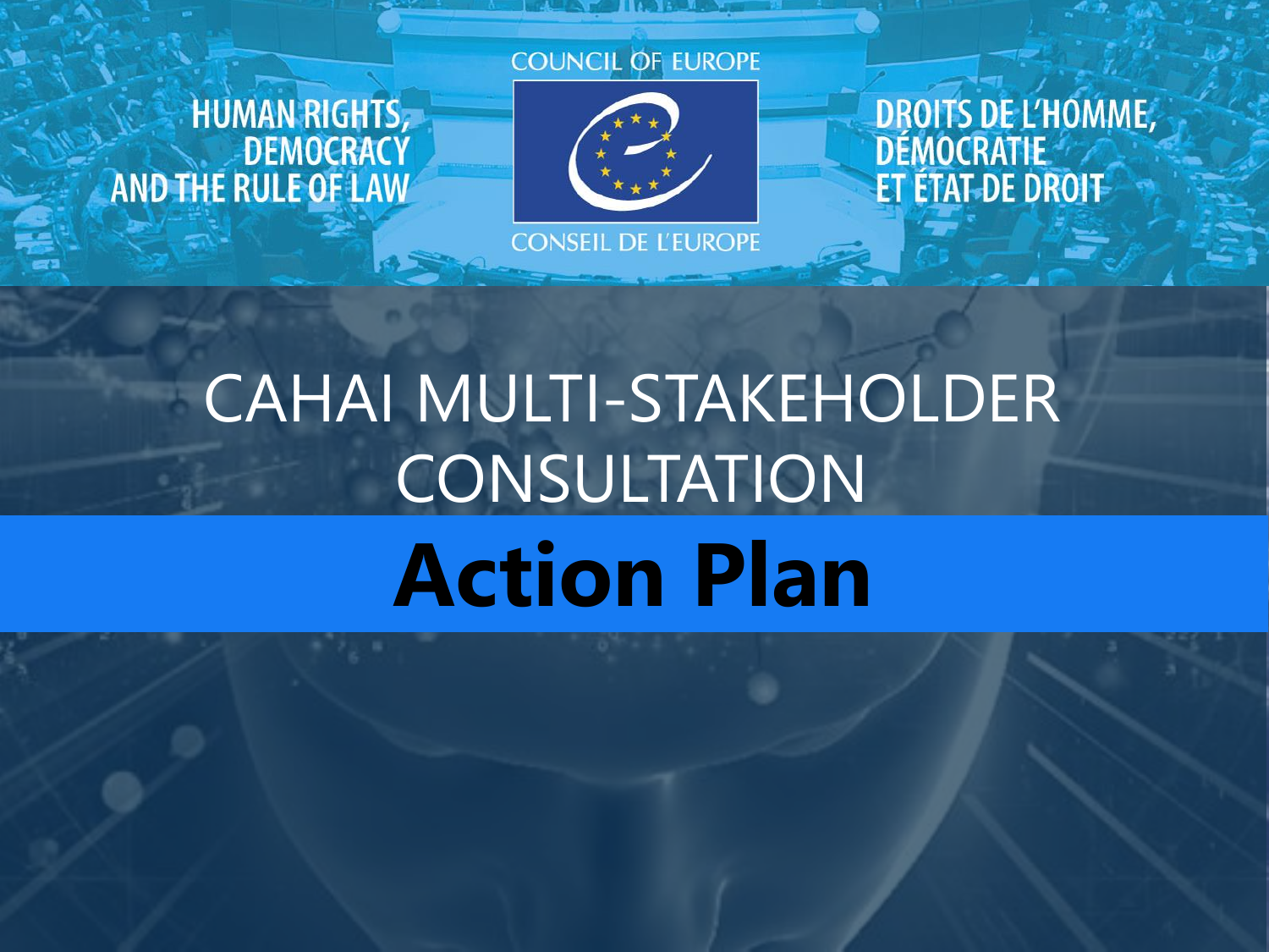HUMAN RIGHTS, DEMOCRACY AND THE RULE OF LAW

COUNCIL OF EUROPE

CONSEIL DE L'EUROPE

DROITS DE L'HOMME, DÉMOCRATIE ET ÉTAT DE DROIT

# CAHAI MULTI-STAKEHOLDER CONSULTATION

# **Action Plan**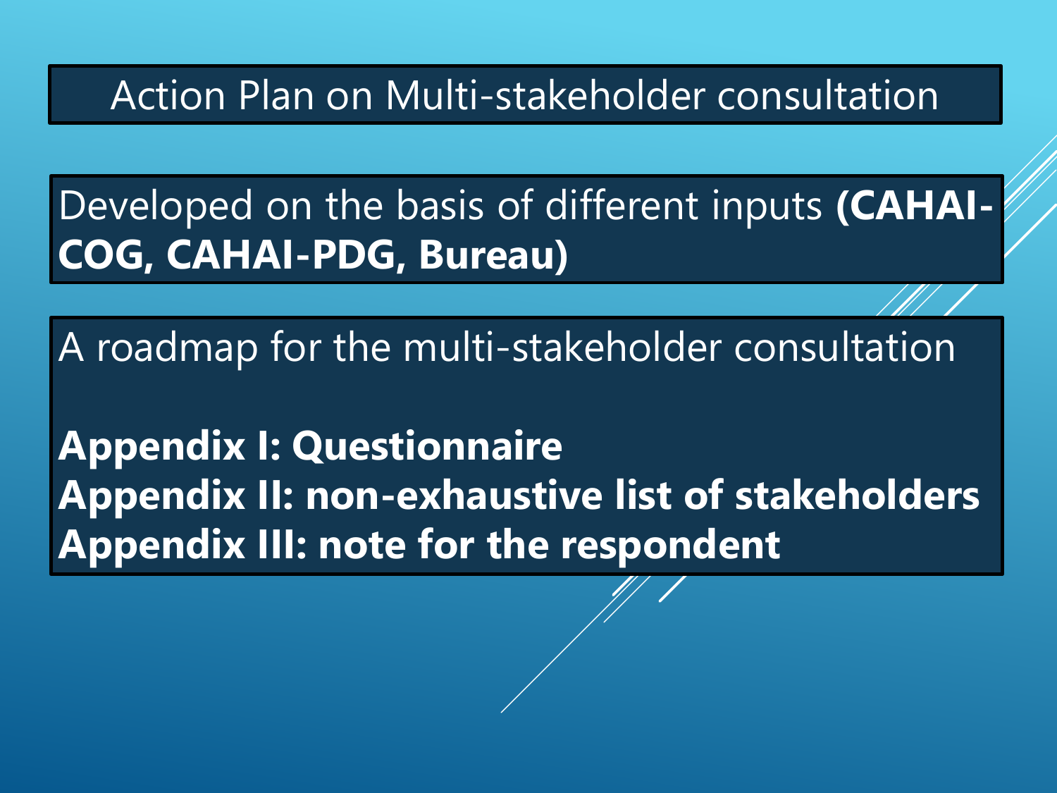# Action Plan on Multi-stakeholder consultation

Developed on the basis of different inputs **(CAHAI-COG, CAHAI-PDG, Bureau)**

A roadmap for the multi-stakeholder consultation

**Appendix I: Questionnaire**
**Appendix II: non-exhaustive list of stakeholders**
**Appendix III: note for the respondent**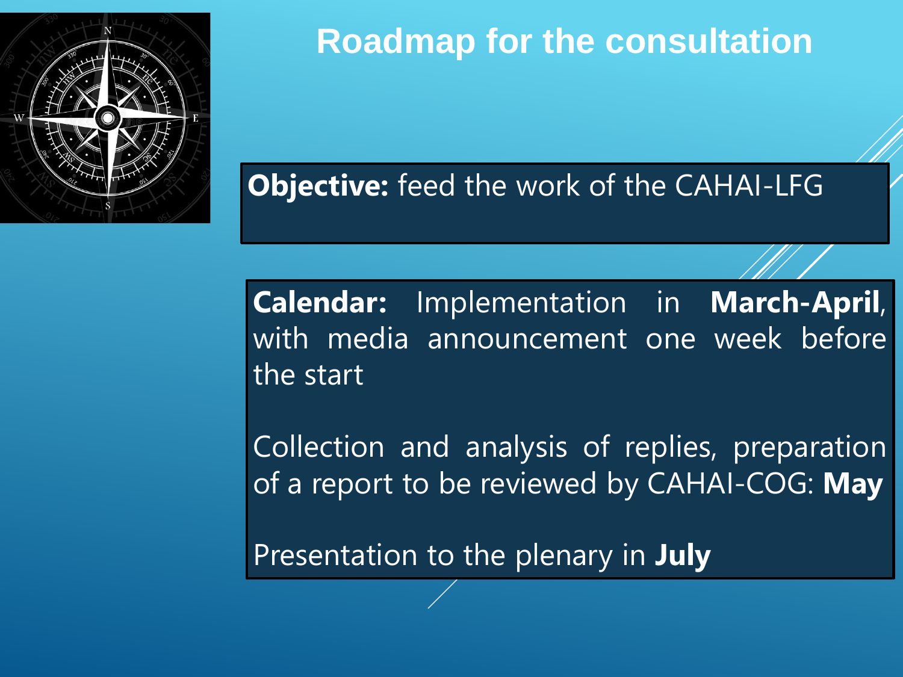# Roadmap for the consultation

**Objective:** feed the work of the CAHAI-LFG

**Calendar:** Implementation in **March-April**, with media announcement one week before the start

Collection and analysis of replies, preparation of a report to be reviewed by CAHAI-COG: **May**

Presentation to the plenary in **July**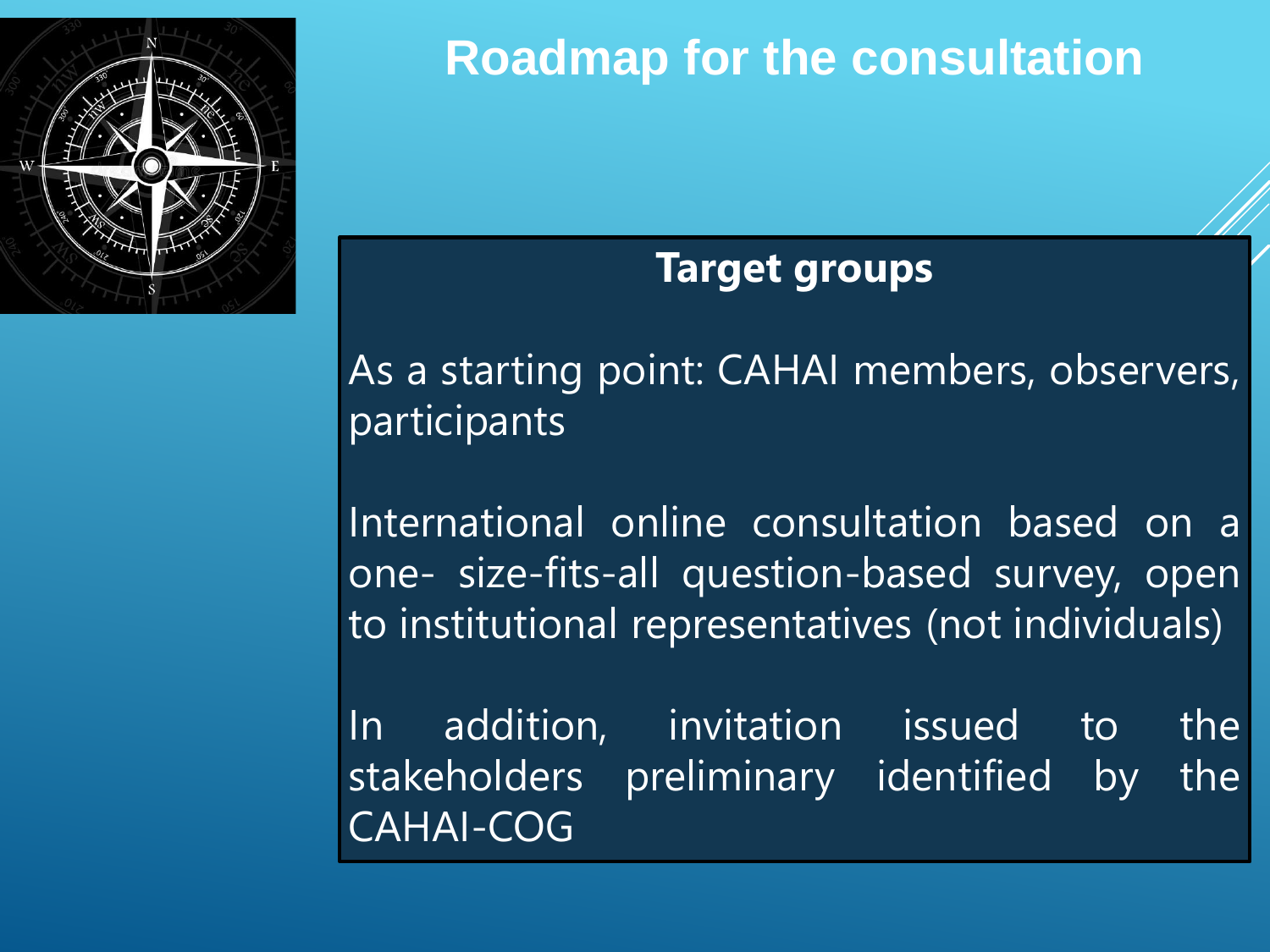# Roadmap for the consultation

## Target groups

As a starting point: CAHAI members, observers, participants

International online consultation based on a one- size-fits-all question-based survey, open to institutional representatives (not individuals)

In addition, invitation issued to the stakeholders preliminary identified by the CAHAI-COG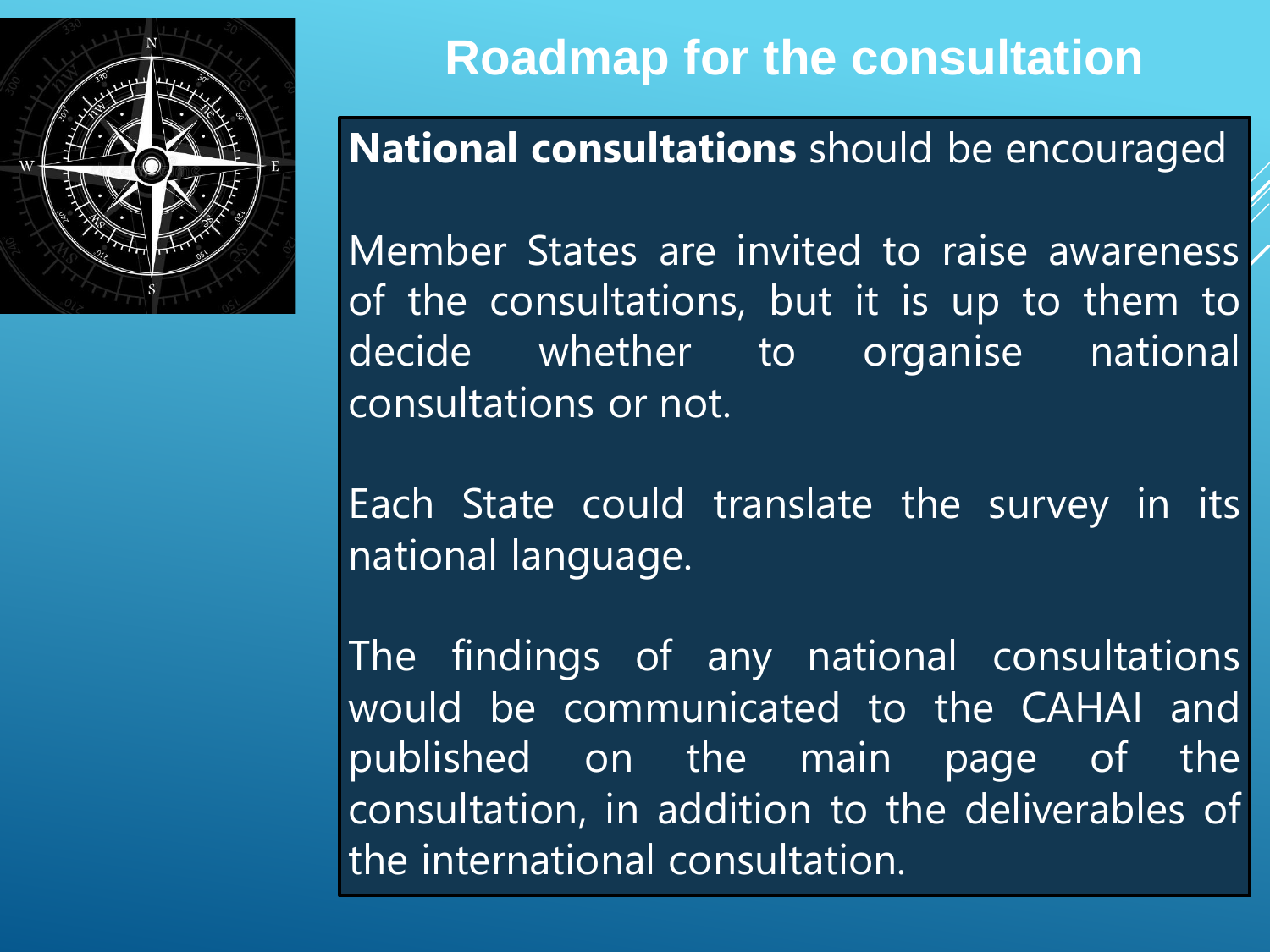# Roadmap for the consultation

**National consultations** should be encouraged

Member States are invited to raise awareness of the consultations, but it is up to them to decide whether to organise national consultations or not.

Each State could translate the survey in its national language.

The findings of any national consultations would be communicated to the CAHAI and published on the main page of the consultation, in addition to the deliverables of the international consultation.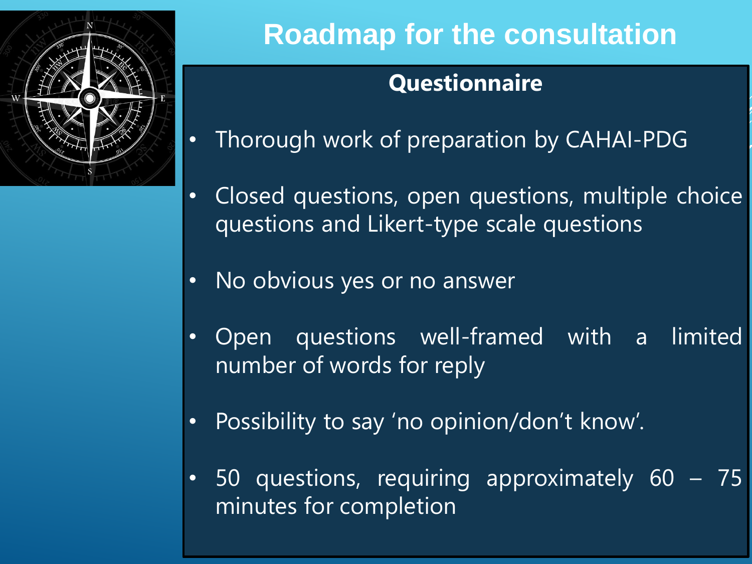# Roadmap for the consultation

## Questionnaire

- Thorough work of preparation by CAHAI-PDG
- Closed questions, open questions, multiple choice questions and Likert-type scale questions
- No obvious yes or no answer
- Open questions well-framed with a limited number of words for reply
- Possibility to say 'no opinion/don't know'.
- 50 questions, requiring approximately 60 – 75 minutes for completion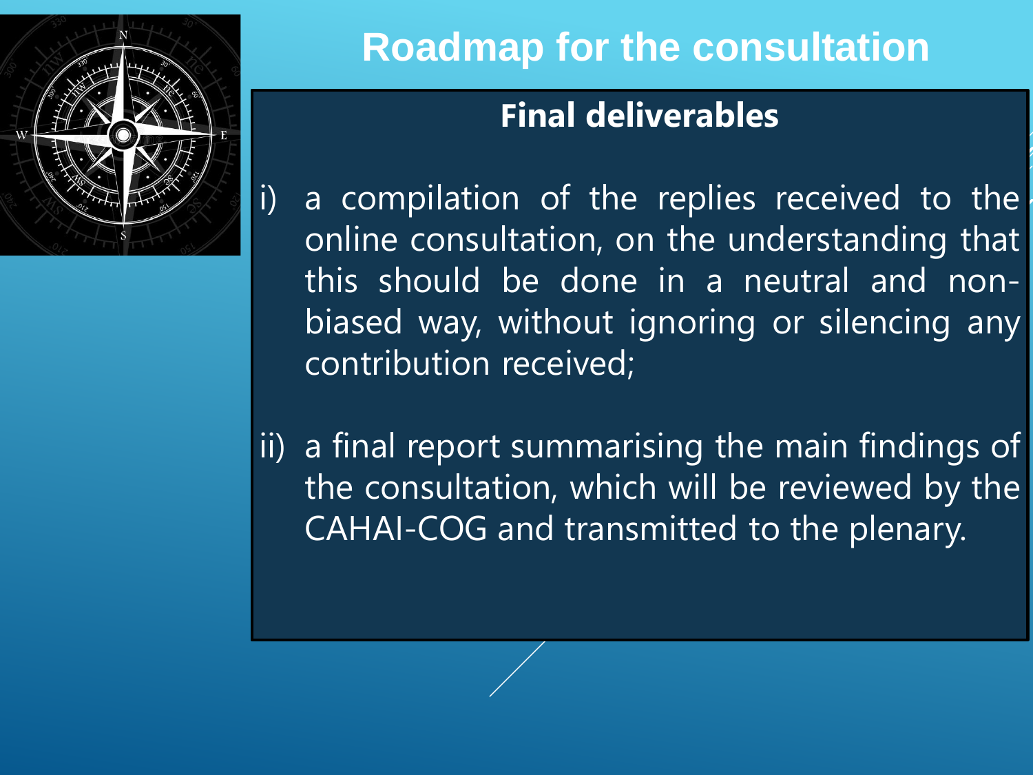# Roadmap for the consultation

## Final deliverables

i) a compilation of the replies received to the online consultation, on the understanding that this should be done in a neutral and non-biased way, without ignoring or silencing any contribution received;

ii) a final report summarising the main findings of the consultation, which will be reviewed by the CAHAI-COG and transmitted to the plenary.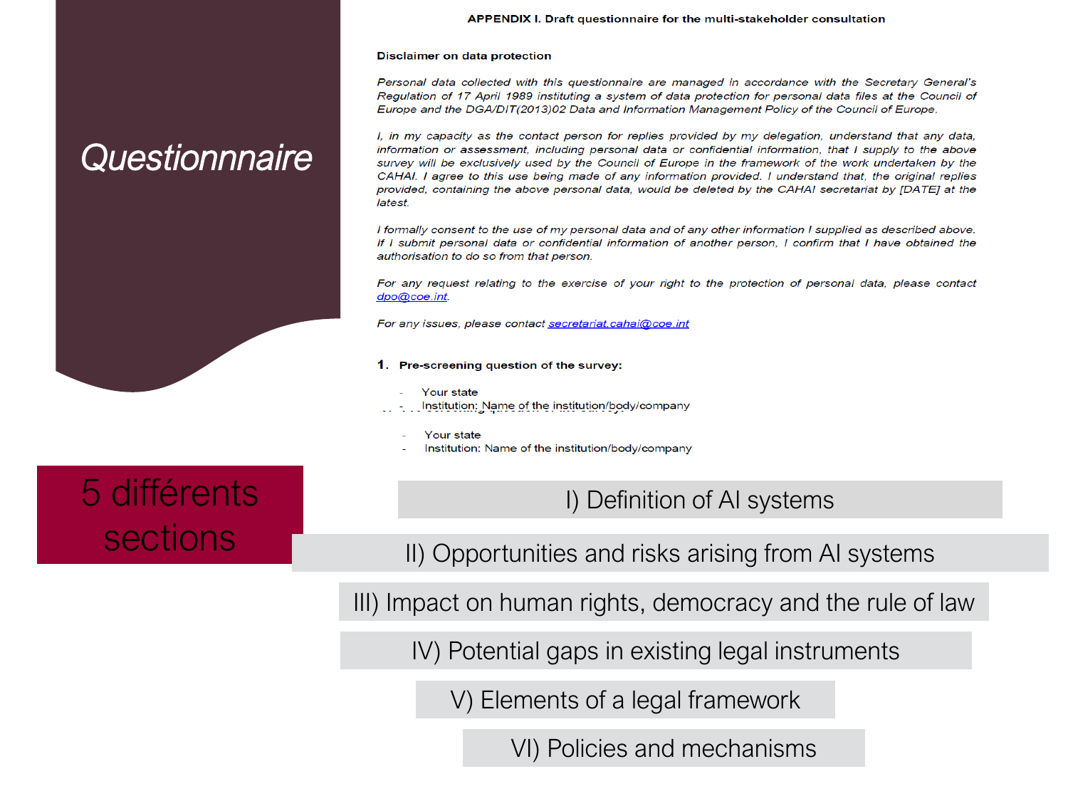# Questionnnaire

**APPENDIX I. Draft questionnaire for the multi-stakeholder consultation**

**Disclaimer on data protection**

*Personal data collected with this questionnaire are managed in accordance with the Secretary General's Regulation of 17 April 1989 instituting a system of data protection for personal data files at the Council of Europe and the DGA/DIT(2013)02 Data and Information Management Policy of the Council of Europe.*

*I, in my capacity as the contact person for replies provided by my delegation, understand that any data, information or assessment, including personal data or confidential information, that I supply to the above survey will be exclusively used by the Council of Europe in the framework of the work undertaken by the CAHAI. I agree to this use being made of any information provided. I understand that, the original replies provided, containing the above personal data, would be deleted by the CAHAI secretariat by [DATE] at the latest.*

*I formally consent to the use of my personal data and of any other information I supplied as described above. If I submit personal data or confidential information of another person, I confirm that I have obtained the authorisation to do so from that person.*

*For any request relating to the exercise of your right to the protection of personal data, please contact dpo@coe.int.*

*For any issues, please contact secretariat.cahai@coe.int*

**1. Pre-screening question of the survey:**

- Your state
- Institution: Name of the institution/body/company

- Your state
- Institution: Name of the institution/body/company

## 5 différents sections

- I) Definition of AI systems
- II) Opportunities and risks arising from AI systems
- III) Impact on human rights, democracy and the rule of law
- IV) Potential gaps in existing legal instruments
- V) Elements of a legal framework
- VI) Policies and mechanisms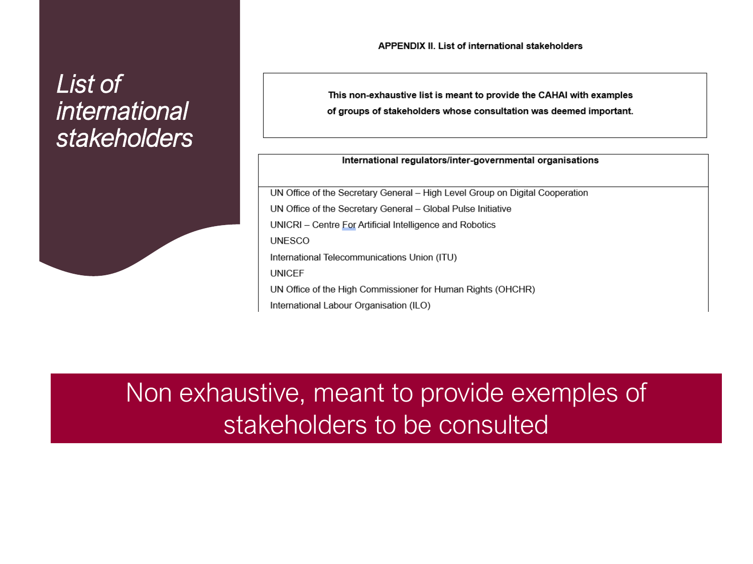# *List of international stakeholders*

**APPENDIX II. List of international stakeholders**

> **This non-exhaustive list is meant to provide the CAHAI with examples of groups of stakeholders whose consultation was deemed important.**

| International regulators/inter-governmental organisations |
|---|
| UN Office of the Secretary General – High Level Group on Digital Cooperation |
| UN Office of the Secretary General – Global Pulse Initiative |
| UNICRI – Centre For Artificial Intelligence and Robotics |
| UNESCO |
| International Telecommunications Union (ITU) |
| UNICEF |
| UN Office of the High Commissioner for Human Rights (OHCHR) |
| International Labour Organisation (ILO) |

Non exhaustive, meant to provide exemples of stakeholders to be consulted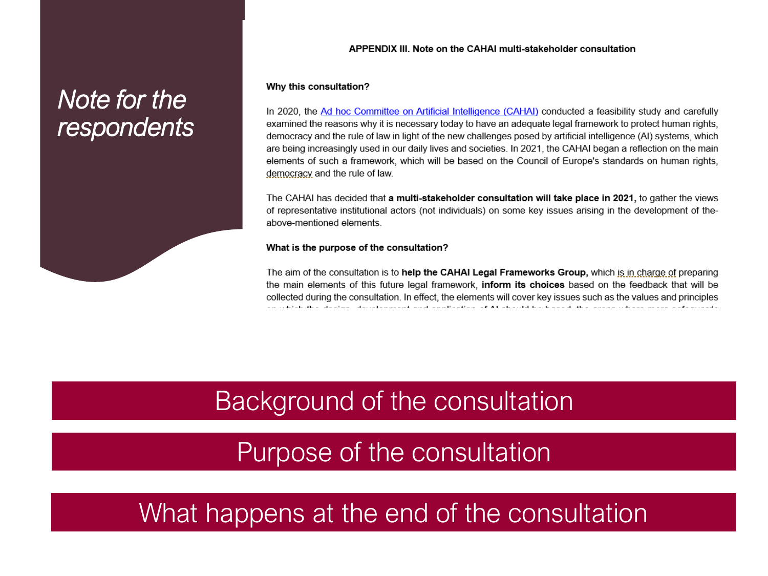# Note for the respondents

**APPENDIX III. Note on the CAHAI multi-stakeholder consultation**

**Why this consultation?**

In 2020, the Ad hoc Committee on Artificial Intelligence (CAHAI) conducted a feasibility study and carefully examined the reasons why it is necessary today to have an adequate legal framework to protect human rights, democracy and the rule of law in light of the new challenges posed by artificial intelligence (AI) systems, which are being increasingly used in our daily lives and societies. In 2021, the CAHAI began a reflection on the main elements of such a framework, which will be based on the Council of Europe's standards on human rights, democracy and the rule of law.

The CAHAI has decided that **a multi-stakeholder consultation will take place in 2021,** to gather the views of representative institutional actors (not individuals) on some key issues arising in the development of the-above-mentioned elements.

**What is the purpose of the consultation?**

The aim of the consultation is to **help the CAHAI Legal Frameworks Group,** which is in charge of preparing the main elements of this future legal framework, **inform its choices** based on the feedback that will be collected during the consultation. In effect, the elements will cover key issues such as the values and principles

## Background of the consultation

## Purpose of the consultation

## What happens at the end of the consultation